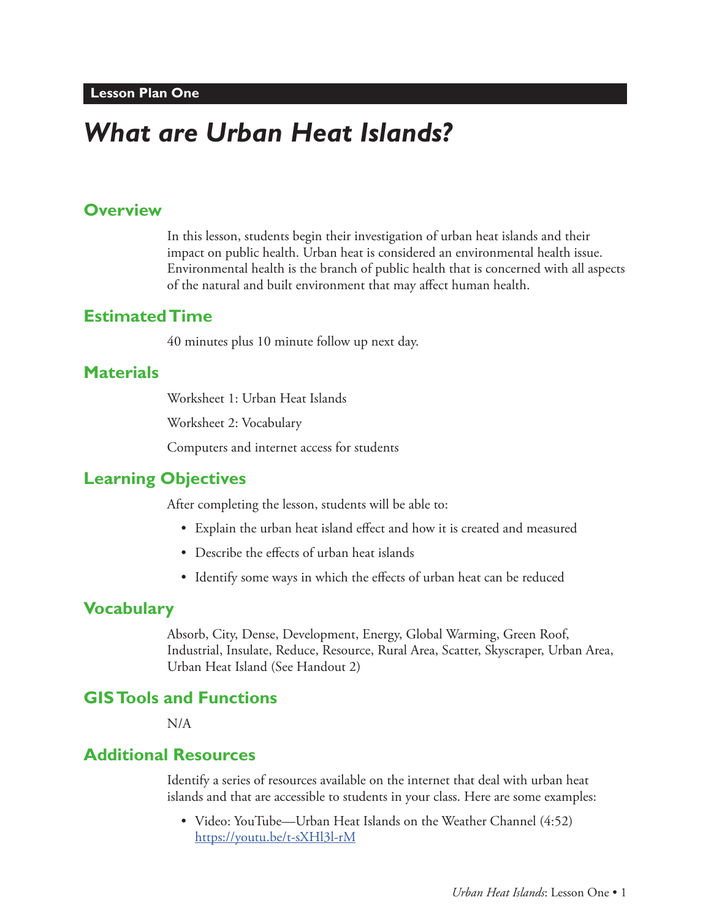**Lesson Plan One**

# *What are Urban Heat Islands?*

## Overview

In this lesson, students begin their investigation of urban heat islands and their impact on public health. Urban heat is considered an environmental health issue. Environmental health is the branch of public health that is concerned with all aspects of the natural and built environment that may affect human health.

## Estimated Time

40 minutes plus 10 minute follow up next day.

## Materials

Worksheet 1: Urban Heat Islands

Worksheet 2: Vocabulary

Computers and internet access for students

## Learning Objectives

After completing the lesson, students will be able to:

- Explain the urban heat island effect and how it is created and measured
- Describe the effects of urban heat islands
- Identify some ways in which the effects of urban heat can be reduced

## Vocabulary

Absorb, City, Dense, Development, Energy, Global Warming, Green Roof, Industrial, Insulate, Reduce, Resource, Rural Area, Scatter, Skyscraper, Urban Area, Urban Heat Island (See Handout 2)

## GIS Tools and Functions

N/A

## Additional Resources

Identify a series of resources available on the internet that deal with urban heat islands and that are accessible to students in your class. Here are some examples:

- Video: YouTube—Urban Heat Islands on the Weather Channel (4:52) https://youtu.be/t-sXHl3l-rM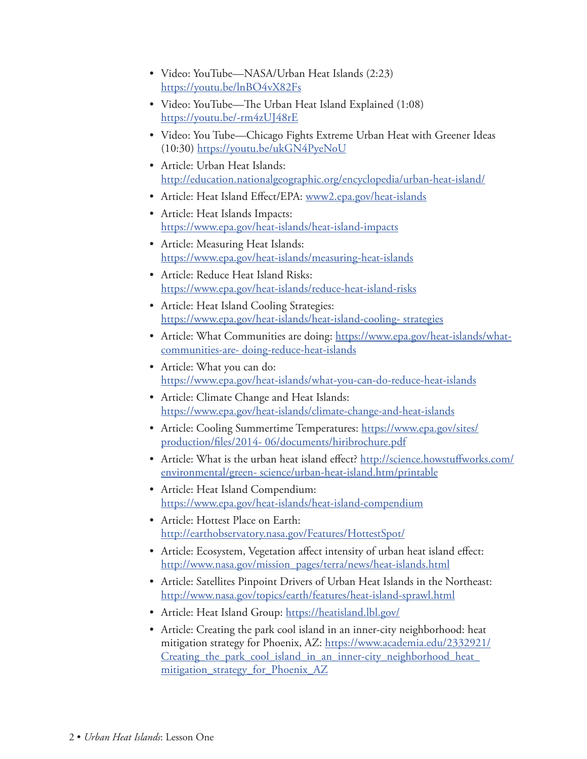- Video: YouTube—NASA/Urban Heat Islands (2:23) https://youtu.be/lnBO4vX82Fs
- Video: YouTube—The Urban Heat Island Explained (1:08) https://youtu.be/-rm4zUJ48rE
- Video: You Tube—Chicago Fights Extreme Urban Heat with Greener Ideas (10:30) https://youtu.be/ukGN4PyeNoU
- Article: Urban Heat Islands: http://education.nationalgeographic.org/encyclopedia/urban-heat-island/
- Article: Heat Island Effect/EPA: www2.epa.gov/heat-islands
- Article: Heat Islands Impacts: https://www.epa.gov/heat-islands/heat-island-impacts
- Article: Measuring Heat Islands: https://www.epa.gov/heat-islands/measuring-heat-islands
- Article: Reduce Heat Island Risks: https://www.epa.gov/heat-islands/reduce-heat-island-risks
- Article: Heat Island Cooling Strategies: https://www.epa.gov/heat-islands/heat-island-cooling- strategies
- Article: What Communities are doing: https://www.epa.gov/heat-islands/what-communities-are- doing-reduce-heat-islands
- Article: What you can do: https://www.epa.gov/heat-islands/what-you-can-do-reduce-heat-islands
- Article: Climate Change and Heat Islands: https://www.epa.gov/heat-islands/climate-change-and-heat-islands
- Article: Cooling Summertime Temperatures: https://www.epa.gov/sites/production/files/2014- 06/documents/hiribrochure.pdf
- Article: What is the urban heat island effect? http://science.howstuffworks.com/environmental/green- science/urban-heat-island.htm/printable
- Article: Heat Island Compendium: https://www.epa.gov/heat-islands/heat-island-compendium
- Article: Hottest Place on Earth: http://earthobservatory.nasa.gov/Features/HottestSpot/
- Article: Ecosystem, Vegetation affect intensity of urban heat island effect: http://www.nasa.gov/mission_pages/terra/news/heat-islands.html
- Article: Satellites Pinpoint Drivers of Urban Heat Islands in the Northeast: http://www.nasa.gov/topics/earth/features/heat-island-sprawl.html
- Article: Heat Island Group: https://heatisland.lbl.gov/
- Article: Creating the park cool island in an inner-city neighborhood: heat mitigation strategy for Phoenix, AZ: https://www.academia.edu/2332921/Creating_the_park_cool_island_in_an_inner-city_neighborhood_heat_mitigation_strategy_for_Phoenix_AZ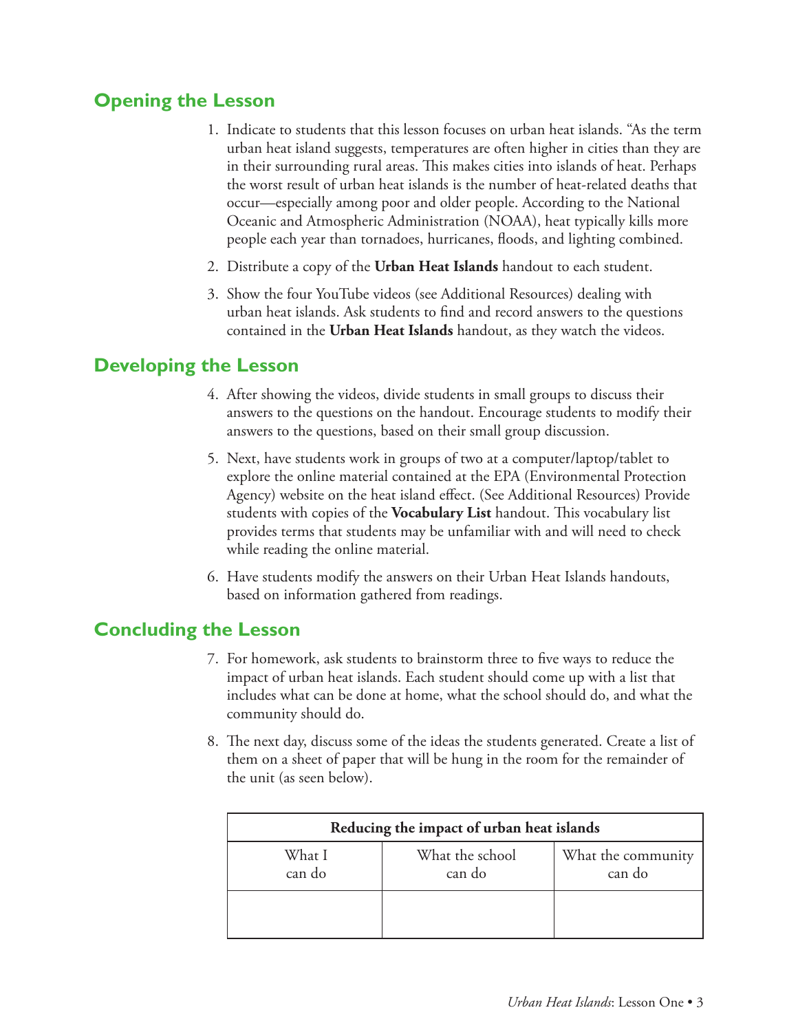## Opening the Lesson

1. Indicate to students that this lesson focuses on urban heat islands. "As the term urban heat island suggests, temperatures are often higher in cities than they are in their surrounding rural areas. This makes cities into islands of heat. Perhaps the worst result of urban heat islands is the number of heat-related deaths that occur—especially among poor and older people. According to the National Oceanic and Atmospheric Administration (NOAA), heat typically kills more people each year than tornadoes, hurricanes, floods, and lighting combined.

2. Distribute a copy of the **Urban Heat Islands** handout to each student.

3. Show the four YouTube videos (see Additional Resources) dealing with urban heat islands. Ask students to find and record answers to the questions contained in the **Urban Heat Islands** handout, as they watch the videos.

## Developing the Lesson

4. After showing the videos, divide students in small groups to discuss their answers to the questions on the handout. Encourage students to modify their answers to the questions, based on their small group discussion.

5. Next, have students work in groups of two at a computer/laptop/tablet to explore the online material contained at the EPA (Environmental Protection Agency) website on the heat island effect. (See Additional Resources) Provide students with copies of the **Vocabulary List** handout. This vocabulary list provides terms that students may be unfamiliar with and will need to check while reading the online material.

6. Have students modify the answers on their Urban Heat Islands handouts, based on information gathered from readings.

## Concluding the Lesson

7. For homework, ask students to brainstorm three to five ways to reduce the impact of urban heat islands. Each student should come up with a list that includes what can be done at home, what the school should do, and what the community should do.

8. The next day, discuss some of the ideas the students generated. Create a list of them on a sheet of paper that will be hung in the room for the remainder of the unit (as seen below).

| **Reducing the impact of urban heat islands** | | |
|---|---|---|
| What I can do | What the school can do | What the community can do |
| | | |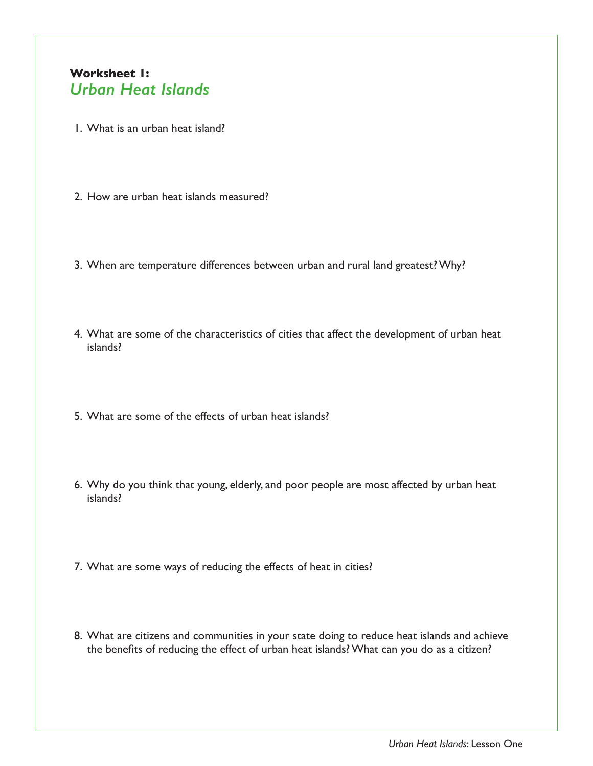**Worksheet 1:**
## *Urban Heat Islands*

1. What is an urban heat island?

2. How are urban heat islands measured?

3. When are temperature differences between urban and rural land greatest? Why?

4. What are some of the characteristics of cities that affect the development of urban heat islands?

5. What are some of the effects of urban heat islands?

6. Why do you think that young, elderly, and poor people are most affected by urban heat islands?

7. What are some ways of reducing the effects of heat in cities?

8. What are citizens and communities in your state doing to reduce heat islands and achieve the benefits of reducing the effect of urban heat islands? What can you do as a citizen?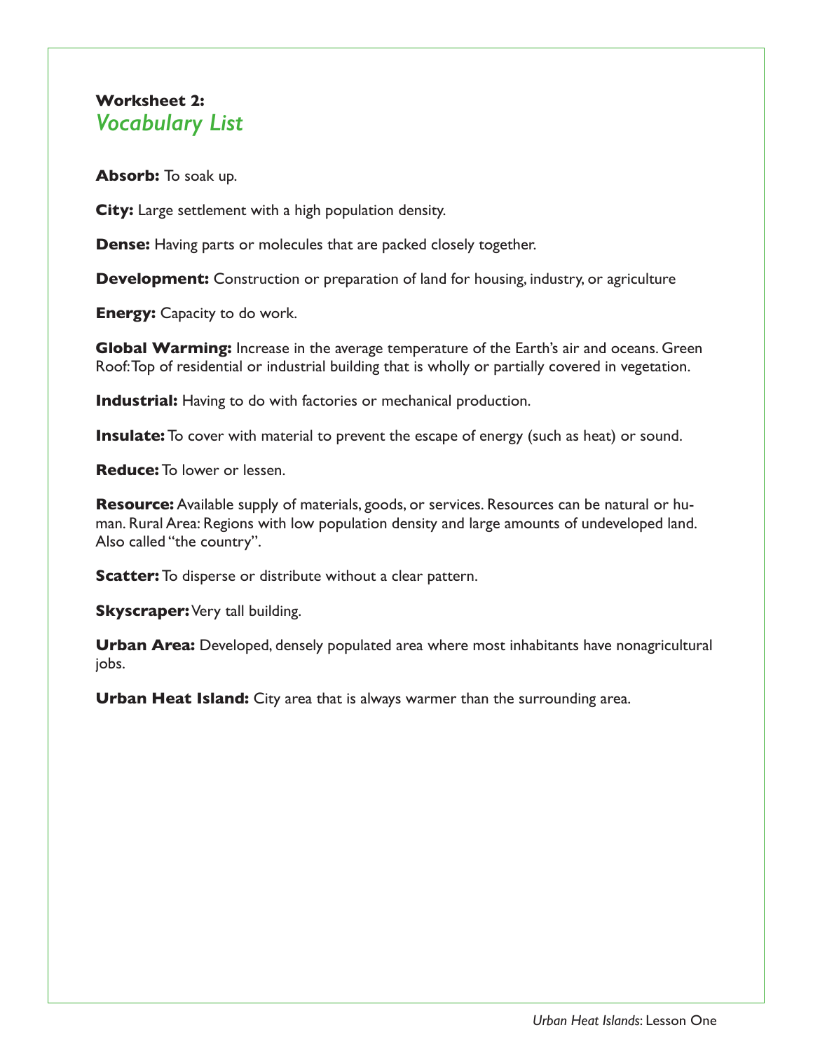**Worksheet 2:**
## *Vocabulary List*

**Absorb:** To soak up.

**City:** Large settlement with a high population density.

**Dense:** Having parts or molecules that are packed closely together.

**Development:** Construction or preparation of land for housing, industry, or agriculture

**Energy:** Capacity to do work.

**Global Warming:** Increase in the average temperature of the Earth's air and oceans. Green Roof: Top of residential or industrial building that is wholly or partially covered in vegetation.

**Industrial:** Having to do with factories or mechanical production.

**Insulate:** To cover with material to prevent the escape of energy (such as heat) or sound.

**Reduce:** To lower or lessen.

**Resource:** Available supply of materials, goods, or services. Resources can be natural or human. Rural Area: Regions with low population density and large amounts of undeveloped land. Also called "the country".

**Scatter:** To disperse or distribute without a clear pattern.

**Skyscraper:** Very tall building.

**Urban Area:** Developed, densely populated area where most inhabitants have nonagricultural jobs.

**Urban Heat Island:** City area that is always warmer than the surrounding area.